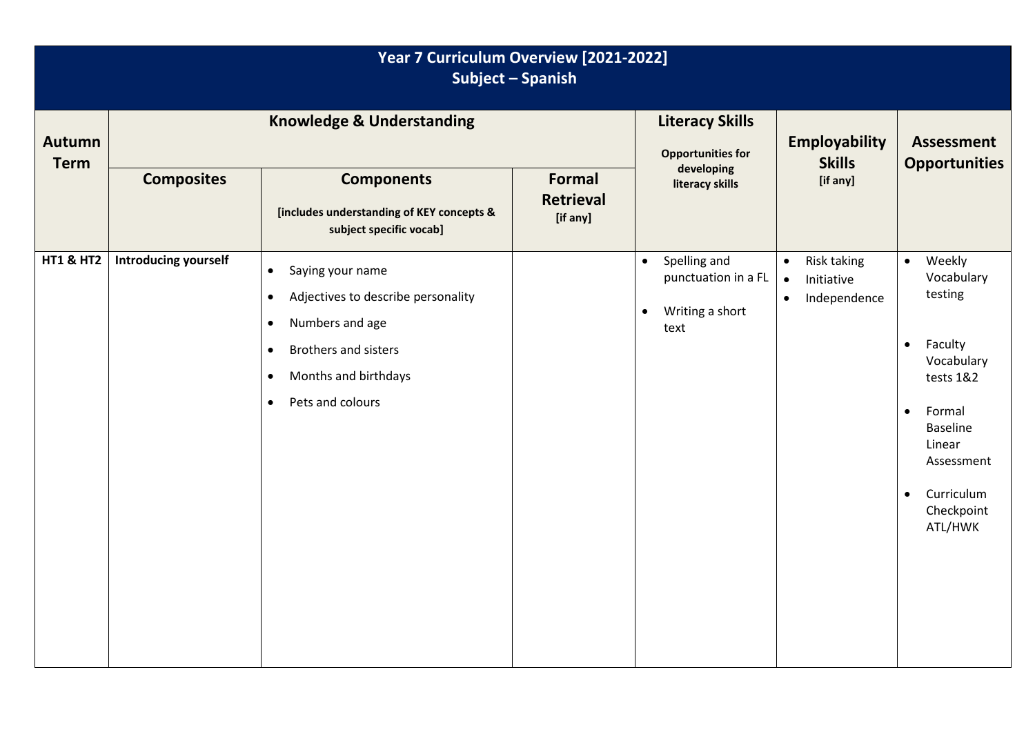# Year 7 Curriculum Overview [2021-2022]
## Subject – Spanish

| Autumn Term | Knowledge & Understanding | | | Literacy Skills<br>Opportunities for developing literacy skills | Employability Skills<br>[if any] | Assessment Opportunities |
|---|---|---|---|---|---|---|
| | Composites | Components<br>[includes understanding of KEY concepts & subject specific vocab] | Formal Retrieval<br>[if any] | | | |
| HT1 & HT2 | Introducing yourself | • Saying your name<br>• Adjectives to describe personality<br>• Numbers and age<br>• Brothers and sisters<br>• Months and birthdays<br>• Pets and colours | | • Spelling and punctuation in a FL<br>• Writing a short text | • Risk taking<br>• Initiative<br>• Independence | • Weekly Vocabulary testing<br>• Faculty Vocabulary tests 1&2<br>• Formal Baseline Linear Assessment<br>• Curriculum Checkpoint ATL/HWK |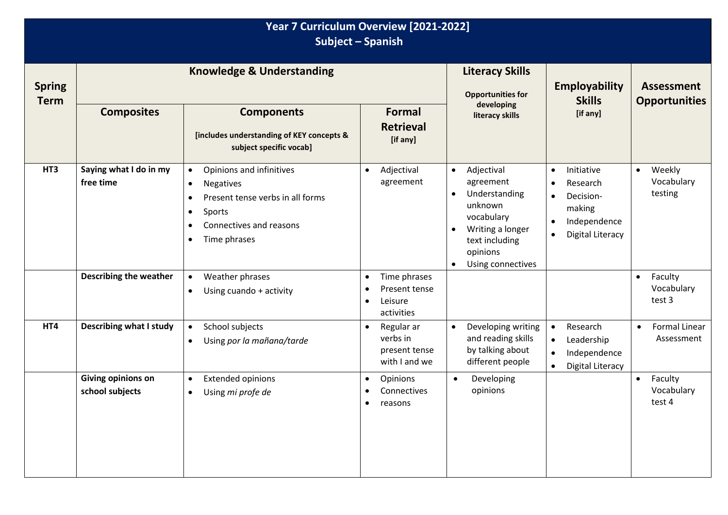# Year 7 Curriculum Overview [2021-2022]
## Subject – Spanish

| Spring Term | Knowledge & Understanding | | | Literacy Skills | Employability Skills | Assessment Opportunities |
|---|---|---|---|---|---|---|
| | Composites | Components [includes understanding of KEY concepts & subject specific vocab] | Formal Retrieval [if any] | Opportunities for developing literacy skills | [if any] | |
| HT3 | **Saying what I do in my free time** | • Opinions and infinitives<br>• Negatives<br>• Present tense verbs in all forms<br>• Sports<br>• Connectives and reasons<br>• Time phrases | • Adjectival agreement | • Adjectival agreement<br>• Understanding unknown vocabulary<br>• Writing a longer text including opinions<br>• Using connectives | • Initiative<br>• Research<br>• Decision-making<br>• Independence<br>• Digital Literacy | • Weekly Vocabulary testing |
| | **Describing the weather** | • Weather phrases<br>• Using cuando + activity | • Time phrases<br>• Present tense<br>• Leisure activities | | | • Faculty Vocabulary test 3 |
| HT4 | **Describing what I study** | • School subjects<br>• Using *por la mañana/tarde* | • Regular ar verbs in present tense with I and we | • Developing writing and reading skills by talking about different people | • Research<br>• Leadership<br>• Independence<br>• Digital Literacy | • Formal Linear Assessment |
| | **Giving opinions on school subjects** | • Extended opinions<br>• Using *mi profe de* | • Opinions<br>• Connectives<br>• reasons | • Developing opinions | | • Faculty Vocabulary test 4 |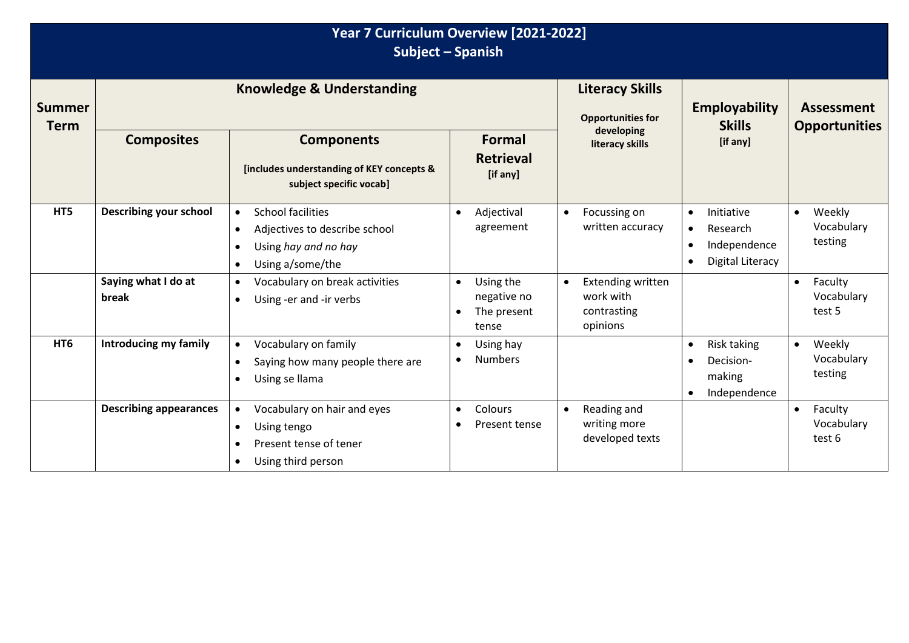# Year 7 Curriculum Overview [2021-2022]
## Subject – Spanish

| Summer Term | Knowledge & Understanding | | | Literacy Skills<br>Opportunities for developing literacy skills | Employability Skills<br>[if any] | Assessment Opportunities |
|---|---|---|---|---|---|---|
| | Composites | Components<br>[includes understanding of KEY concepts & subject specific vocab] | Formal Retrieval<br>[if any] | | | |
| HT5 | **Describing your school** | • School facilities<br>• Adjectives to describe school<br>• Using *hay and no hay*<br>• Using a/some/the | • Adjectival agreement | • Focussing on written accuracy | • Initiative<br>• Research<br>• Independence<br>• Digital Literacy | • Weekly Vocabulary testing |
| | **Saying what I do at break** | • Vocabulary on break activities<br>• Using -er and -ir verbs | • Using the negative no<br>• The present tense | • Extending written work with contrasting opinions | | • Faculty Vocabulary test 5 |
| HT6 | **Introducing my family** | • Vocabulary on family<br>• Saying how many people there are<br>• Using se llama | • Using hay<br>• Numbers | | • Risk taking<br>• Decision-making<br>• Independence | • Weekly Vocabulary testing |
| | **Describing appearances** | • Vocabulary on hair and eyes<br>• Using tengo<br>• Present tense of tener<br>• Using third person | • Colours<br>• Present tense | • Reading and writing more developed texts | | • Faculty Vocabulary test 6 |